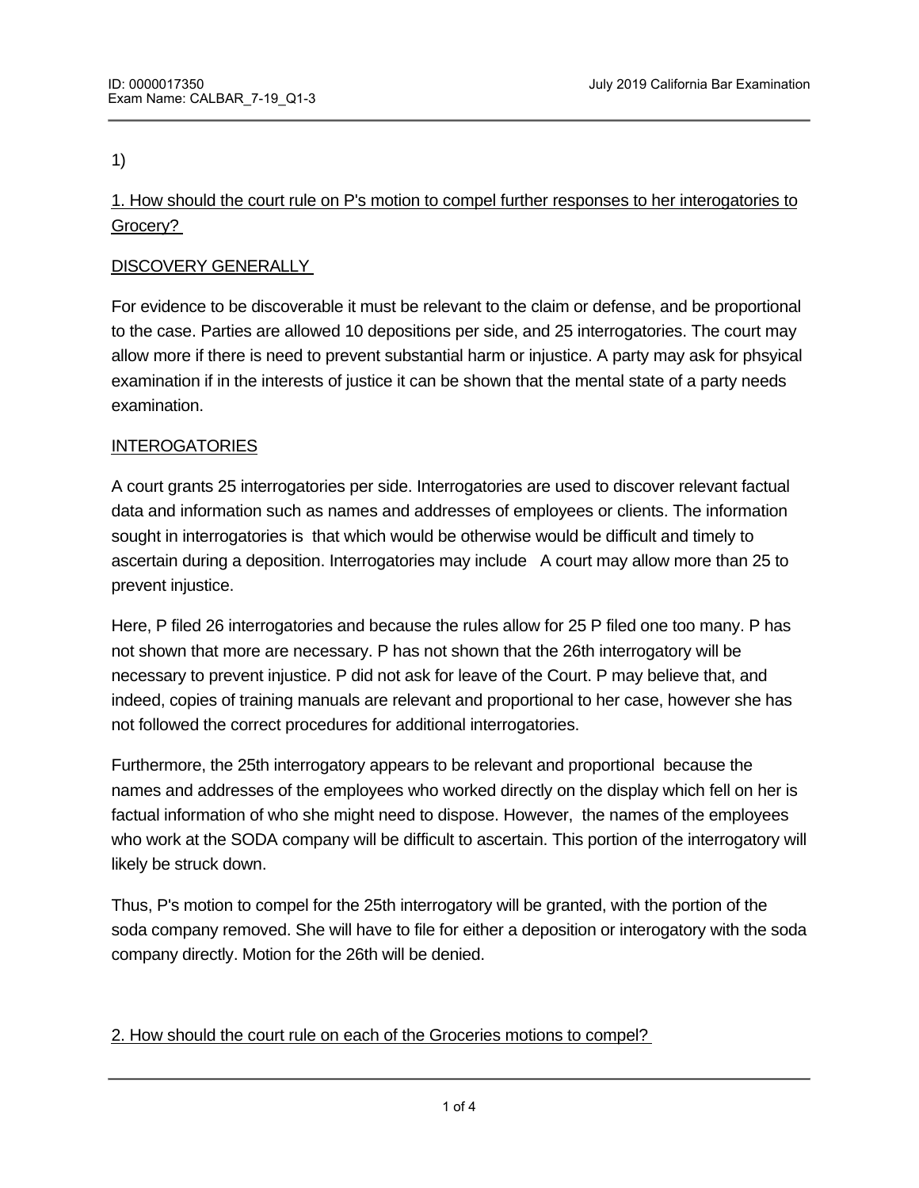1)

<u>1. How should the court rule on P's motion to compel further responses to her interogatories to Grocery?</u>

<u>DISCOVERY GENERALLY</u>

For evidence to be discoverable it must be relevant to the claim or defense, and be proportional to the case. Parties are allowed 10 depositions per side, and 25 interrogatories. The court may allow more if there is need to prevent substantial harm or injustice. A party may ask for phsyical examination if in the interests of justice it can be shown that the mental state of a party needs examination.

<u>INTEROGATORIES</u>

A court grants 25 interrogatories per side. Interrogatories are used to discover relevant factual data and information such as names and addresses of employees or clients. The information sought in interrogatories is that which would be otherwise would be difficult and timely to ascertain during a deposition. Interrogatories may include A court may allow more than 25 to prevent injustice.

Here, P filed 26 interrogatories and because the rules allow for 25 P filed one too many. P has not shown that more are necessary. P has not shown that the 26th interrogatory will be necessary to prevent injustice. P did not ask for leave of the Court. P may believe that, and indeed, copies of training manuals are relevant and proportional to her case, however she has not followed the correct procedures for additional interrogatories.

Furthermore, the 25th interrogatory appears to be relevant and proportional because the names and addresses of the employees who worked directly on the display which fell on her is factual information of who she might need to dispose. However, the names of the employees who work at the SODA company will be difficult to ascertain. This portion of the interrogatory will likely be struck down.

Thus, P's motion to compel for the 25th interrogatory will be granted, with the portion of the soda company removed. She will have to file for either a deposition or interogatory with the soda company directly. Motion for the 26th will be denied.

<u>2. How should the court rule on each of the Groceries motions to compel?</u>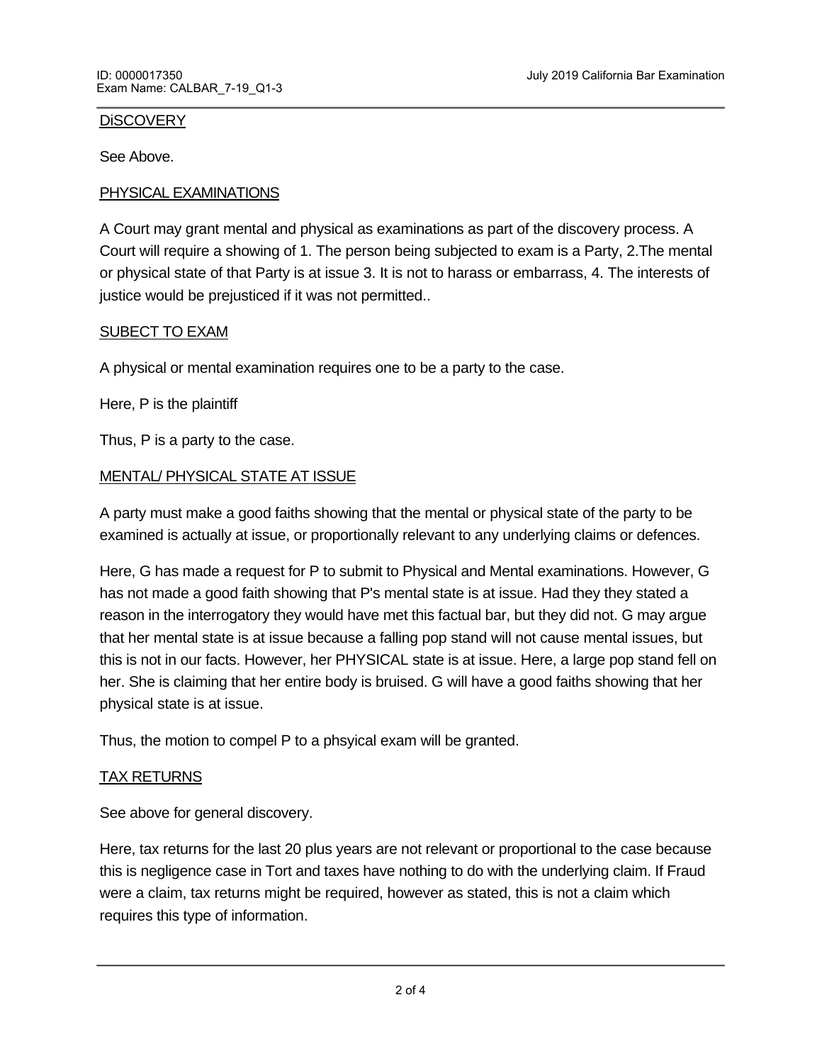DiSCOVERY

See Above.

PHYSICAL EXAMINATIONS

A Court may grant mental and physical as examinations as part of the discovery process. A Court will require a showing of 1. The person being subjected to exam is a Party, 2.The mental or physical state of that Party is at issue 3. It is not to harass or embarrass, 4. The interests of justice would be prejusticed if it was not permitted..

SUBECT TO EXAM

A physical or mental examination requires one to be a party to the case.

Here, P is the plaintiff

Thus, P is a party to the case.

MENTAL/ PHYSICAL STATE AT ISSUE

A party must make a good faiths showing that the mental or physical state of the party to be examined is actually at issue, or proportionally relevant to any underlying claims or defences.

Here, G has made a request for P to submit to Physical and Mental examinations. However, G has not made a good faith showing that P's mental state is at issue. Had they they stated a reason in the interrogatory they would have met this factual bar, but they did not. G may argue that her mental state is at issue because a falling pop stand will not cause mental issues, but this is not in our facts. However, her PHYSICAL state is at issue. Here, a large pop stand fell on her. She is claiming that her entire body is bruised. G will have a good faiths showing that her physical state is at issue.

Thus, the motion to compel P to a phsyical exam will be granted.

TAX RETURNS

See above for general discovery.

Here, tax returns for the last 20 plus years are not relevant or proportional to the case because this is negligence case in Tort and taxes have nothing to do with the underlying claim. If Fraud were a claim, tax returns might be required, however as stated, this is not a claim which requires this type of information.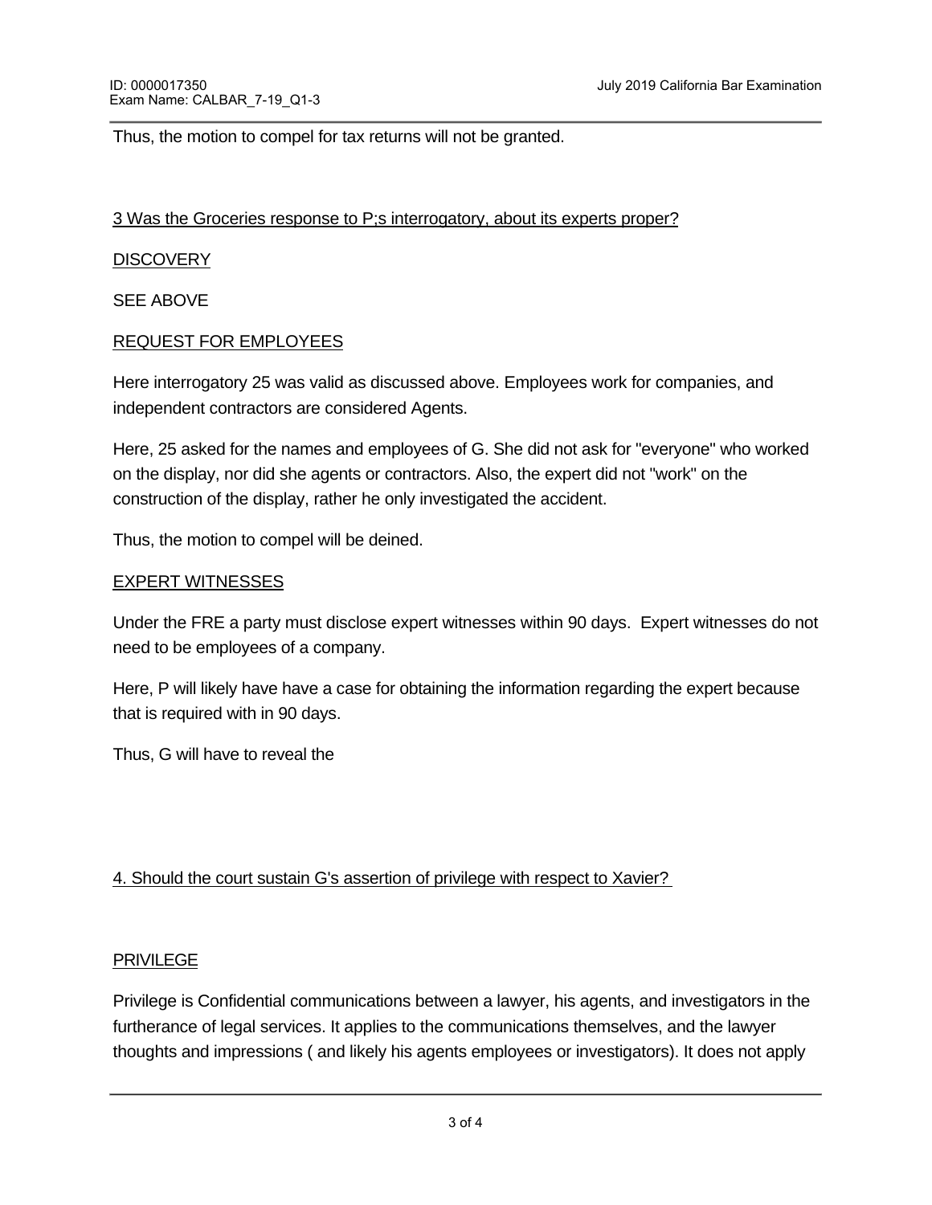Thus, the motion to compel for tax returns will not be granted.

<u>3 Was the Groceries response to P;s interrogatory, about its experts proper?</u>

<u>DISCOVERY</u>

SEE ABOVE

<u>REQUEST FOR EMPLOYEES</u>

Here interrogatory 25 was valid as discussed above. Employees work for companies, and independent contractors are considered Agents.

Here, 25 asked for the names and employees of G. She did not ask for "everyone" who worked on the display, nor did she agents or contractors. Also, the expert did not "work" on the construction of the display, rather he only investigated the accident.

Thus, the motion to compel will be deined.

<u>EXPERT WITNESSES</u>

Under the FRE a party must disclose expert witnesses within 90 days.  Expert witnesses do not need to be employees of a company.

Here, P will likely have have a case for obtaining the information regarding the expert because that is required with in 90 days.

Thus, G will have to reveal the

<u>4. Should the court sustain G's assertion of privilege with respect to Xavier?</u>

<u>PRIVILEGE</u>

Privilege is Confidential communications between a lawyer, his agents, and investigators in the furtherance of legal services. It applies to the communications themselves, and the lawyer thoughts and impressions ( and likely his agents employees or investigators). It does not apply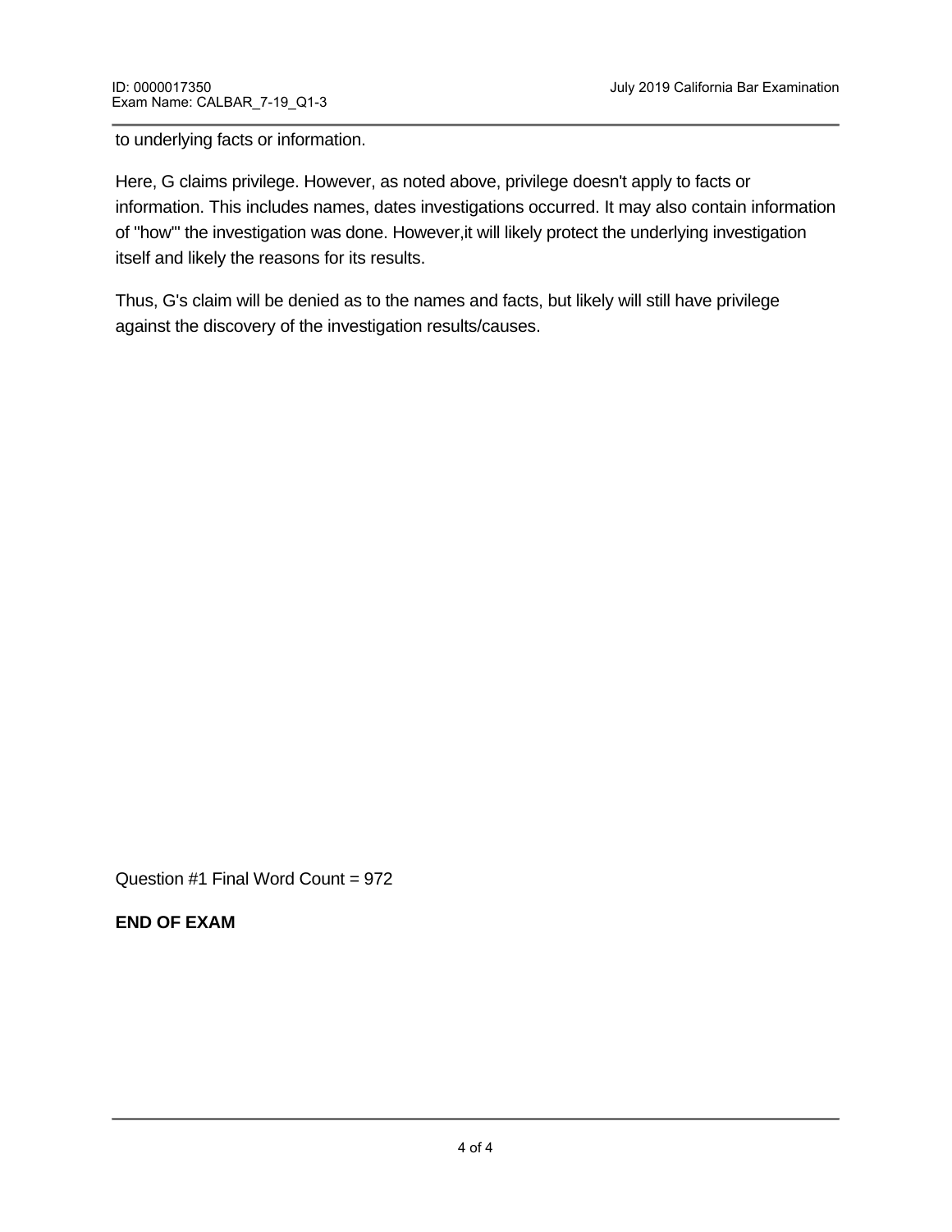to underlying facts or information.

Here, G claims privilege. However, as noted above, privilege doesn't apply to facts or information. This includes names, dates investigations occurred. It may also contain information of "how"' the investigation was done. However,it will likely protect the underlying investigation itself and likely the reasons for its results.

Thus, G's claim will be denied as to the names and facts, but likely will still have privilege against the discovery of the investigation results/causes.

Question #1 Final Word Count = 972

**END OF EXAM**